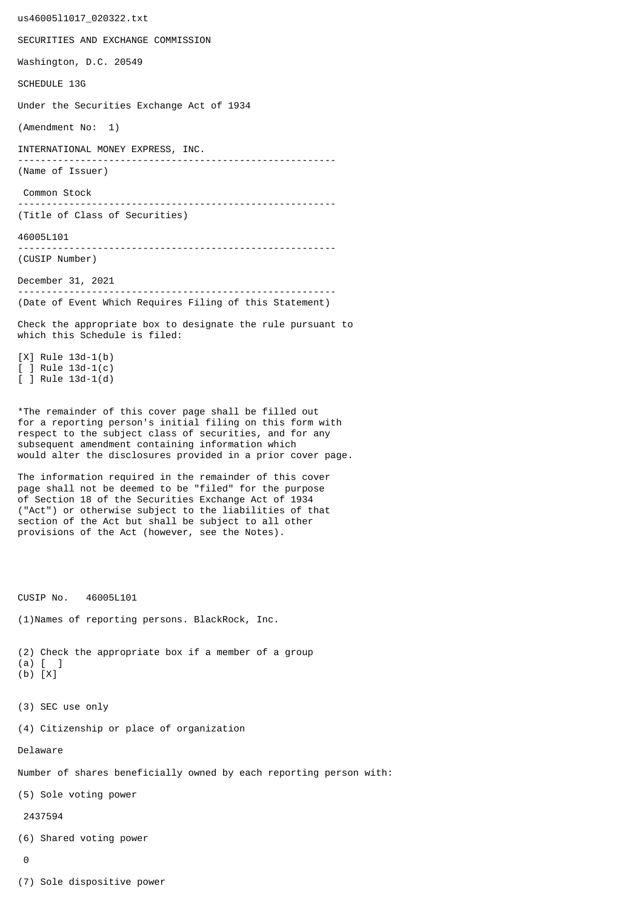us46005l1017_020322.txt

SECURITIES AND EXCHANGE COMMISSION

Washington, D.C. 20549

SCHEDULE 13G

Under the Securities Exchange Act of 1934

(Amendment No: 1)

INTERNATIONAL MONEY EXPRESS, INC.

--------------------------------------------------------
(Name of Issuer)

Common Stock

--------------------------------------------------------
(Title of Class of Securities)

46005L101

--------------------------------------------------------
(CUSIP Number)

December 31, 2021

--------------------------------------------------------
(Date of Event Which Requires Filing of this Statement)

Check the appropriate box to designate the rule pursuant to which this Schedule is filed:

[X] Rule 13d-1(b)
[ ] Rule 13d-1(c)
[ ] Rule 13d-1(d)

*The remainder of this cover page shall be filled out for a reporting person's initial filing on this form with respect to the subject class of securities, and for any subsequent amendment containing information which would alter the disclosures provided in a prior cover page.

The information required in the remainder of this cover page shall not be deemed to be "filed" for the purpose of Section 18 of the Securities Exchange Act of 1934 ("Act") or otherwise subject to the liabilities of that section of the Act but shall be subject to all other provisions of the Act (however, see the Notes).

CUSIP No. 46005L101

(1)Names of reporting persons. BlackRock, Inc.

(2) Check the appropriate box if a member of a group
(a) [ ]
(b) [X]

(3) SEC use only

(4) Citizenship or place of organization

Delaware

Number of shares beneficially owned by each reporting person with:

(5) Sole voting power

2437594

(6) Shared voting power

0

(7) Sole dispositive power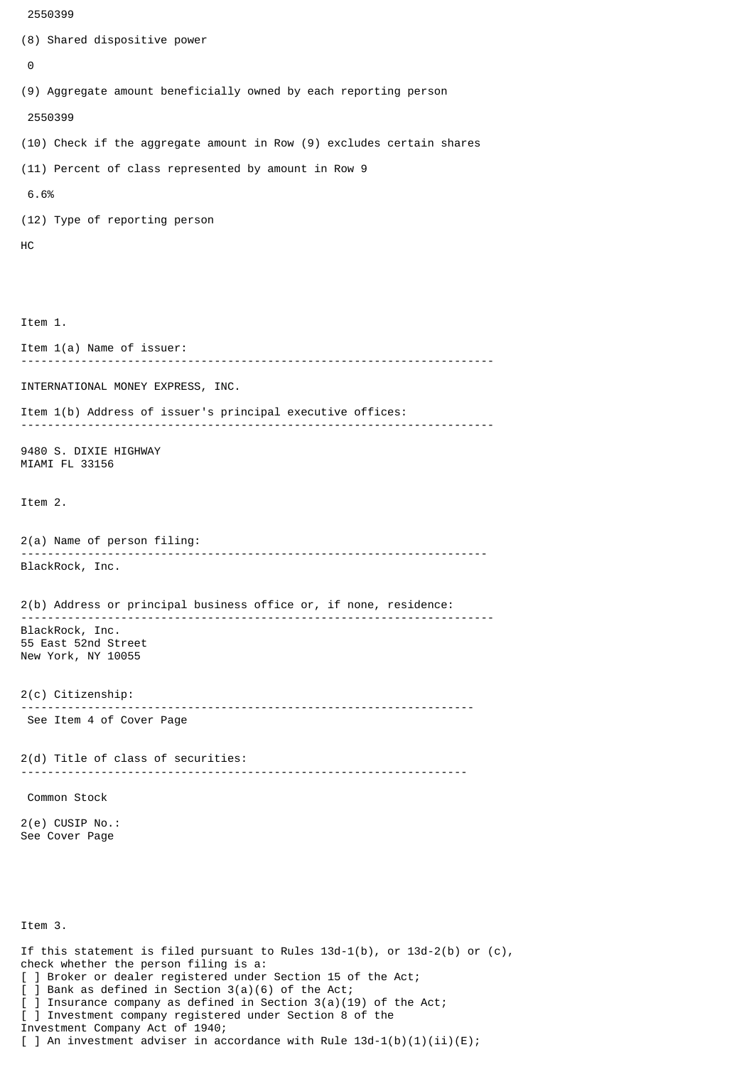2550399

(8) Shared dispositive power

0

(9) Aggregate amount beneficially owned by each reporting person

2550399

(10) Check if the aggregate amount in Row (9) excludes certain shares

(11) Percent of class represented by amount in Row 9

6.6%

(12) Type of reporting person

HC

Item 1.

Item 1(a) Name of issuer:

---

INTERNATIONAL MONEY EXPRESS, INC.

Item 1(b) Address of issuer's principal executive offices:

---

9480 S. DIXIE HIGHWAY
MIAMI FL 33156

Item 2.

2(a) Name of person filing:

---

BlackRock, Inc.

2(b) Address or principal business office or, if none, residence:

---

BlackRock, Inc.
55 East 52nd Street
New York, NY 10055

2(c) Citizenship:

---

See Item 4 of Cover Page

2(d) Title of class of securities:

---

Common Stock

2(e) CUSIP No.:
See Cover Page

Item 3.

If this statement is filed pursuant to Rules 13d-1(b), or 13d-2(b) or (c), check whether the person filing is a:

[ ] Broker or dealer registered under Section 15 of the Act;
[ ] Bank as defined in Section 3(a)(6) of the Act;
[ ] Insurance company as defined in Section 3(a)(19) of the Act;
[ ] Investment company registered under Section 8 of the Investment Company Act of 1940;
[ ] An investment adviser in accordance with Rule 13d-1(b)(1)(ii)(E);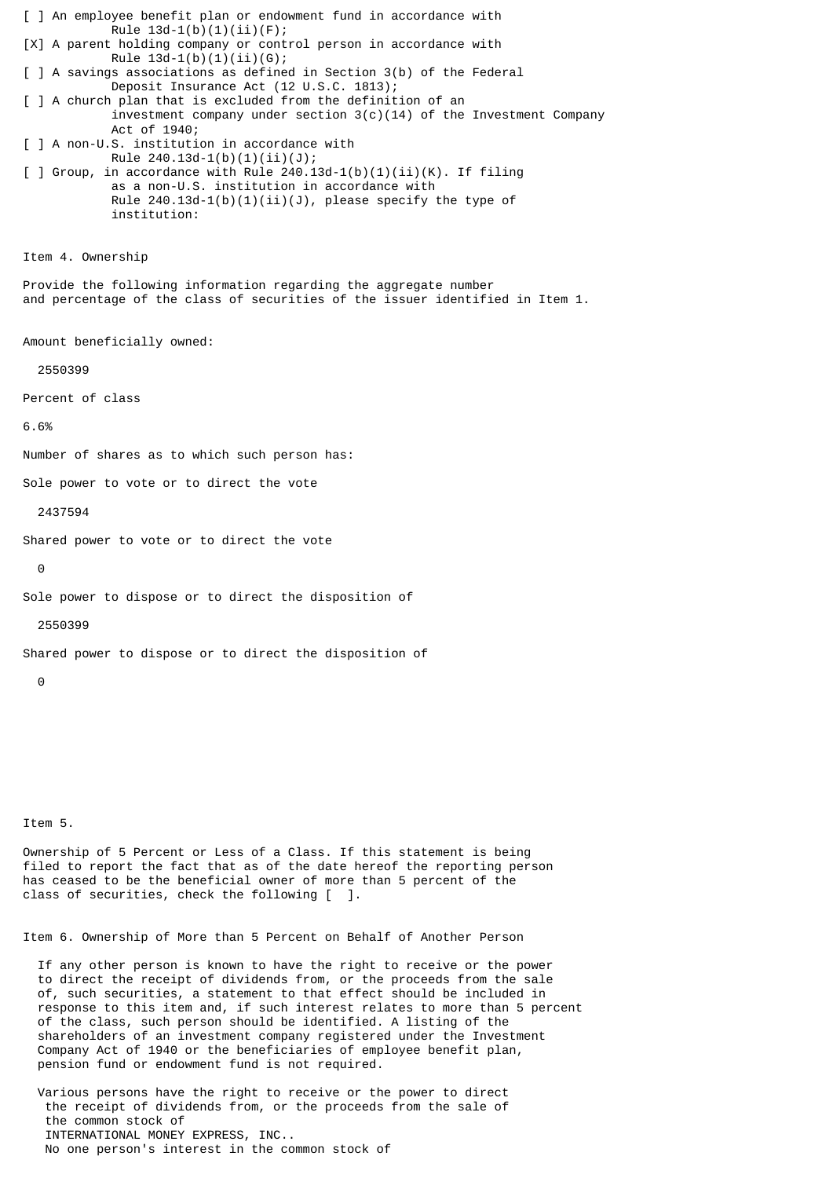[ ] An employee benefit plan or endowment fund in accordance with Rule 13d-1(b)(1)(ii)(F);

[X] A parent holding company or control person in accordance with Rule 13d-1(b)(1)(ii)(G);

[ ] A savings associations as defined in Section 3(b) of the Federal Deposit Insurance Act (12 U.S.C. 1813);

[ ] A church plan that is excluded from the definition of an investment company under section 3(c)(14) of the Investment Company Act of 1940;

[ ] A non-U.S. institution in accordance with Rule 240.13d-1(b)(1)(ii)(J);

[ ] Group, in accordance with Rule 240.13d-1(b)(1)(ii)(K). If filing as a non-U.S. institution in accordance with Rule 240.13d-1(b)(1)(ii)(J), please specify the type of institution:

Item 4. Ownership

Provide the following information regarding the aggregate number and percentage of the class of securities of the issuer identified in Item 1.

Amount beneficially owned:

2550399

Percent of class

6.6%

Number of shares as to which such person has:

Sole power to vote or to direct the vote

2437594

Shared power to vote or to direct the vote

0

Sole power to dispose or to direct the disposition of

2550399

Shared power to dispose or to direct the disposition of

0

Item 5.

Ownership of 5 Percent or Less of a Class. If this statement is being filed to report the fact that as of the date hereof the reporting person has ceased to be the beneficial owner of more than 5 percent of the class of securities, check the following [ ].

Item 6. Ownership of More than 5 Percent on Behalf of Another Person

If any other person is known to have the right to receive or the power to direct the receipt of dividends from, or the proceeds from the sale of, such securities, a statement to that effect should be included in response to this item and, if such interest relates to more than 5 percent of the class, such person should be identified. A listing of the shareholders of an investment company registered under the Investment Company Act of 1940 or the beneficiaries of employee benefit plan, pension fund or endowment fund is not required.

Various persons have the right to receive or the power to direct the receipt of dividends from, or the proceeds from the sale of the common stock of INTERNATIONAL MONEY EXPRESS, INC.. No one person's interest in the common stock of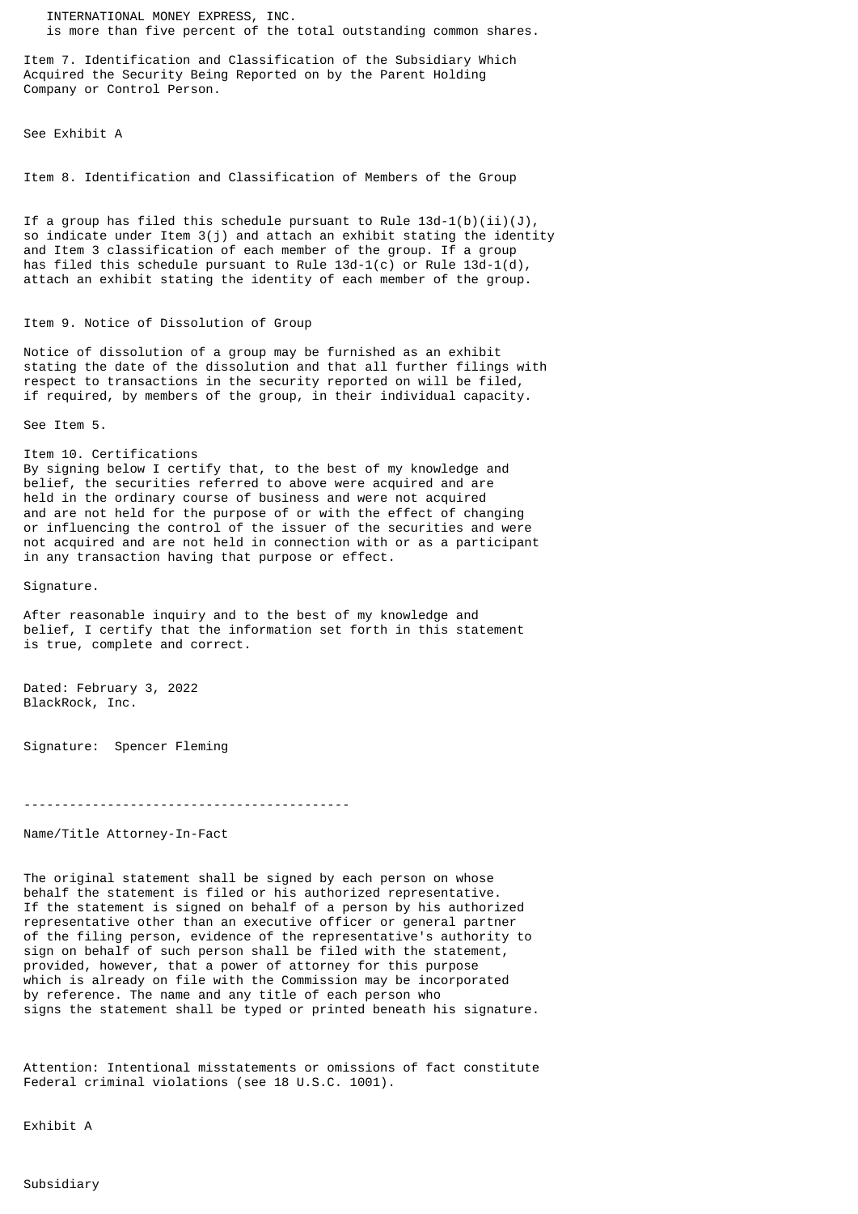INTERNATIONAL MONEY EXPRESS, INC.
is more than five percent of the total outstanding common shares.

Item 7. Identification and Classification of the Subsidiary Which Acquired the Security Being Reported on by the Parent Holding Company or Control Person.

See Exhibit A

Item 8. Identification and Classification of Members of the Group

If a group has filed this schedule pursuant to Rule 13d-1(b)(ii)(J), so indicate under Item 3(j) and attach an exhibit stating the identity and Item 3 classification of each member of the group. If a group has filed this schedule pursuant to Rule 13d-1(c) or Rule 13d-1(d), attach an exhibit stating the identity of each member of the group.

Item 9. Notice of Dissolution of Group

Notice of dissolution of a group may be furnished as an exhibit stating the date of the dissolution and that all further filings with respect to transactions in the security reported on will be filed, if required, by members of the group, in their individual capacity.

See Item 5.

Item 10. Certifications
By signing below I certify that, to the best of my knowledge and belief, the securities referred to above were acquired and are held in the ordinary course of business and were not acquired and are not held for the purpose of or with the effect of changing or influencing the control of the issuer of the securities and were not acquired and are not held in connection with or as a participant in any transaction having that purpose or effect.

Signature.

After reasonable inquiry and to the best of my knowledge and belief, I certify that the information set forth in this statement is true, complete and correct.

Dated: February 3, 2022
BlackRock, Inc.

Signature: Spencer Fleming

-------------------------------------------

Name/Title Attorney-In-Fact

The original statement shall be signed by each person on whose behalf the statement is filed or his authorized representative. If the statement is signed on behalf of a person by his authorized representative other than an executive officer or general partner of the filing person, evidence of the representative's authority to sign on behalf of such person shall be filed with the statement, provided, however, that a power of attorney for this purpose which is already on file with the Commission may be incorporated by reference. The name and any title of each person who signs the statement shall be typed or printed beneath his signature.

Attention: Intentional misstatements or omissions of fact constitute Federal criminal violations (see 18 U.S.C. 1001).

Exhibit A

Subsidiary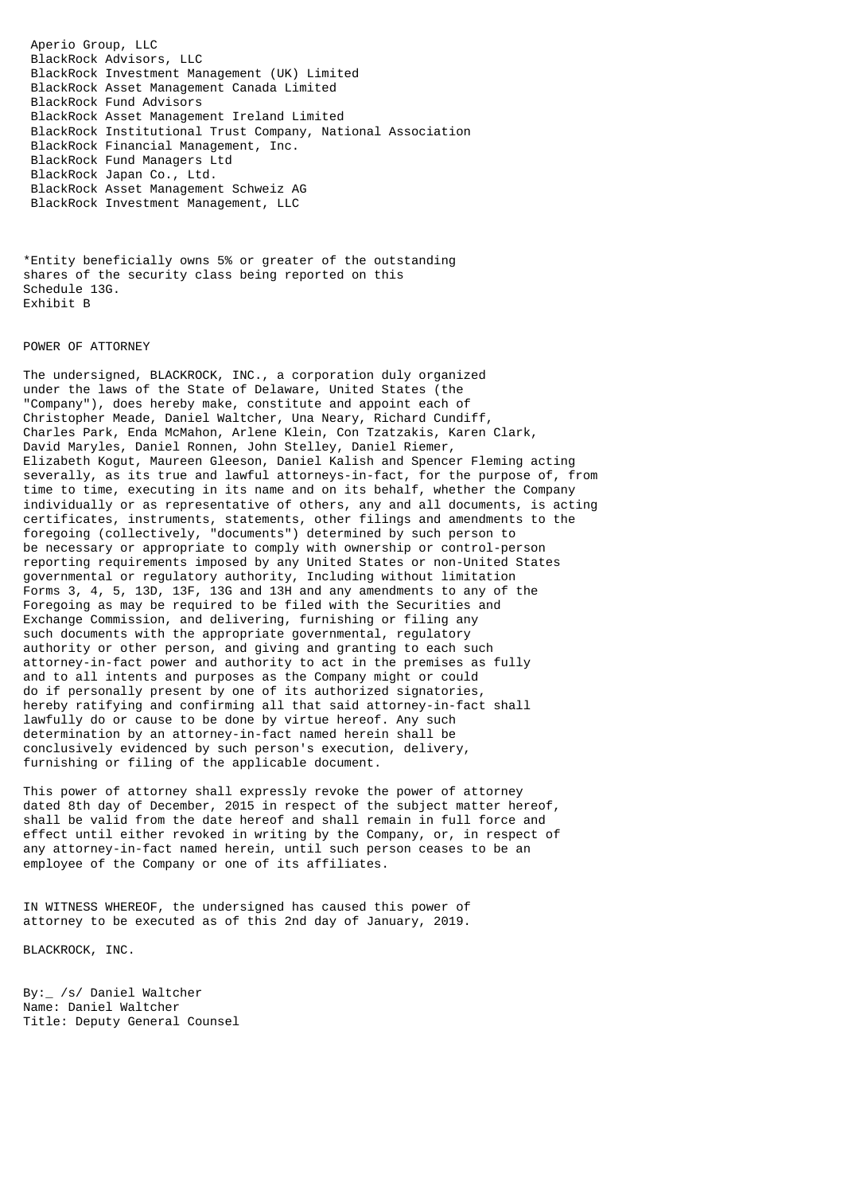Aperio Group, LLC
BlackRock Advisors, LLC
BlackRock Investment Management (UK) Limited
BlackRock Asset Management Canada Limited
BlackRock Fund Advisors
BlackRock Asset Management Ireland Limited
BlackRock Institutional Trust Company, National Association
BlackRock Financial Management, Inc.
BlackRock Fund Managers Ltd
BlackRock Japan Co., Ltd.
BlackRock Asset Management Schweiz AG
BlackRock Investment Management, LLC

*Entity beneficially owns 5% or greater of the outstanding shares of the security class being reported on this Schedule 13G.

Exhibit B

POWER OF ATTORNEY

The undersigned, BLACKROCK, INC., a corporation duly organized under the laws of the State of Delaware, United States (the "Company"), does hereby make, constitute and appoint each of Christopher Meade, Daniel Waltcher, Una Neary, Richard Cundiff, Charles Park, Enda McMahon, Arlene Klein, Con Tzatzakis, Karen Clark, David Maryles, Daniel Ronnen, John Stelley, Daniel Riemer, Elizabeth Kogut, Maureen Gleeson, Daniel Kalish and Spencer Fleming acting severally, as its true and lawful attorneys-in-fact, for the purpose of, from time to time, executing in its name and on its behalf, whether the Company individually or as representative of others, any and all documents, is acting certificates, instruments, statements, other filings and amendments to the foregoing (collectively, "documents") determined by such person to be necessary or appropriate to comply with ownership or control-person reporting requirements imposed by any United States or non-United States governmental or regulatory authority, Including without limitation Forms 3, 4, 5, 13D, 13F, 13G and 13H and any amendments to any of the Foregoing as may be required to be filed with the Securities and Exchange Commission, and delivering, furnishing or filing any such documents with the appropriate governmental, regulatory authority or other person, and giving and granting to each such attorney-in-fact power and authority to act in the premises as fully and to all intents and purposes as the Company might or could do if personally present by one of its authorized signatories, hereby ratifying and confirming all that said attorney-in-fact shall lawfully do or cause to be done by virtue hereof. Any such determination by an attorney-in-fact named herein shall be conclusively evidenced by such person's execution, delivery, furnishing or filing of the applicable document.

This power of attorney shall expressly revoke the power of attorney dated 8th day of December, 2015 in respect of the subject matter hereof, shall be valid from the date hereof and shall remain in full force and effect until either revoked in writing by the Company, or, in respect of any attorney-in-fact named herein, until such person ceases to be an employee of the Company or one of its affiliates.

IN WITNESS WHEREOF, the undersigned has caused this power of attorney to be executed as of this 2nd day of January, 2019.

BLACKROCK, INC.

By:_ /s/ Daniel Waltcher
Name: Daniel Waltcher
Title: Deputy General Counsel